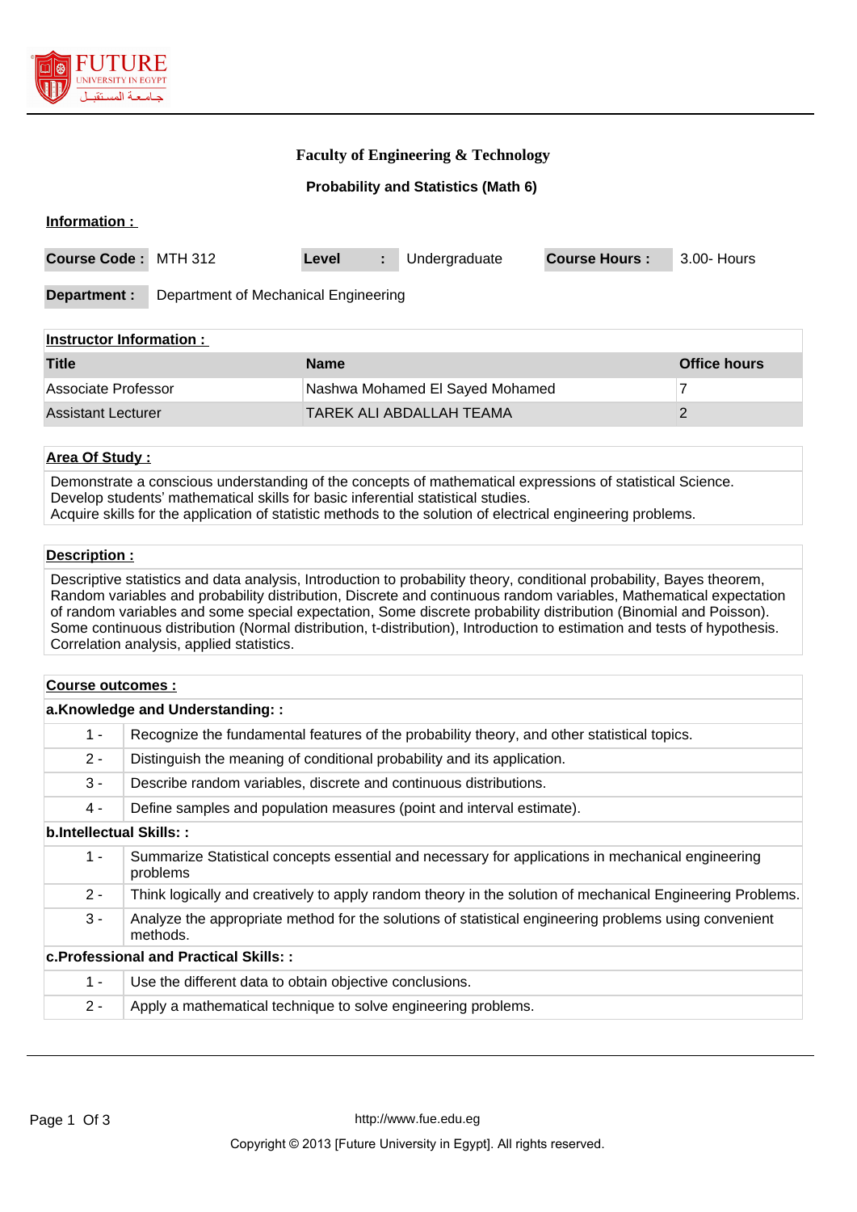# Faculty of Engineering & Technology

## Probability and Statistics (Math 6)

**Information :**

| | | | | | |
|---|---|---|---|---|---|
| **Course Code :** | MTH 312 | **Level :** | Undergraduate | **Course Hours :** | 3.00- Hours |
| **Department :** | Department of Mechanical Engineering | | | | |

**Instructor Information :**

| Title | Name | Office hours |
|---|---|---|
| Associate Professor | Nashwa Mohamed El Sayed Mohamed | 7 |
| Assistant Lecturer | TAREK ALI ABDALLAH TEAMA | 2 |

**Area Of Study :**

Demonstrate a conscious understanding of the concepts of mathematical expressions of statistical Science.
Develop students' mathematical skills for basic inferential statistical studies.
Acquire skills for the application of statistic methods to the solution of electrical engineering problems.

**Description :**

Descriptive statistics and data analysis, Introduction to probability theory, conditional probability, Bayes theorem, Random variables and probability distribution, Discrete and continuous random variables, Mathematical expectation of random variables and some special expectation, Some discrete probability distribution (Binomial and Poisson). Some continuous distribution (Normal distribution, t-distribution), Introduction to estimation and tests of hypothesis. Correlation analysis, applied statistics.

**Course outcomes :**

| | |
|---|---|
| **a.Knowledge and Understanding: :** | |
| 1 - | Recognize the fundamental features of the probability theory, and other statistical topics. |
| 2 - | Distinguish the meaning of conditional probability and its application. |
| 3 - | Describe random variables, discrete and continuous distributions. |
| 4 - | Define samples and population measures (point and interval estimate). |
| **b.Intellectual Skills: :** | |
| 1 - | Summarize Statistical concepts essential and necessary for applications in mechanical engineering problems |
| 2 - | Think logically and creatively to apply random theory in the solution of mechanical Engineering Problems. |
| 3 - | Analyze the appropriate method for the solutions of statistical engineering problems using convenient methods. |
| **c.Professional and Practical Skills: :** | |
| 1 - | Use the different data to obtain objective conclusions. |
| 2 - | Apply a mathematical technique to solve engineering problems. |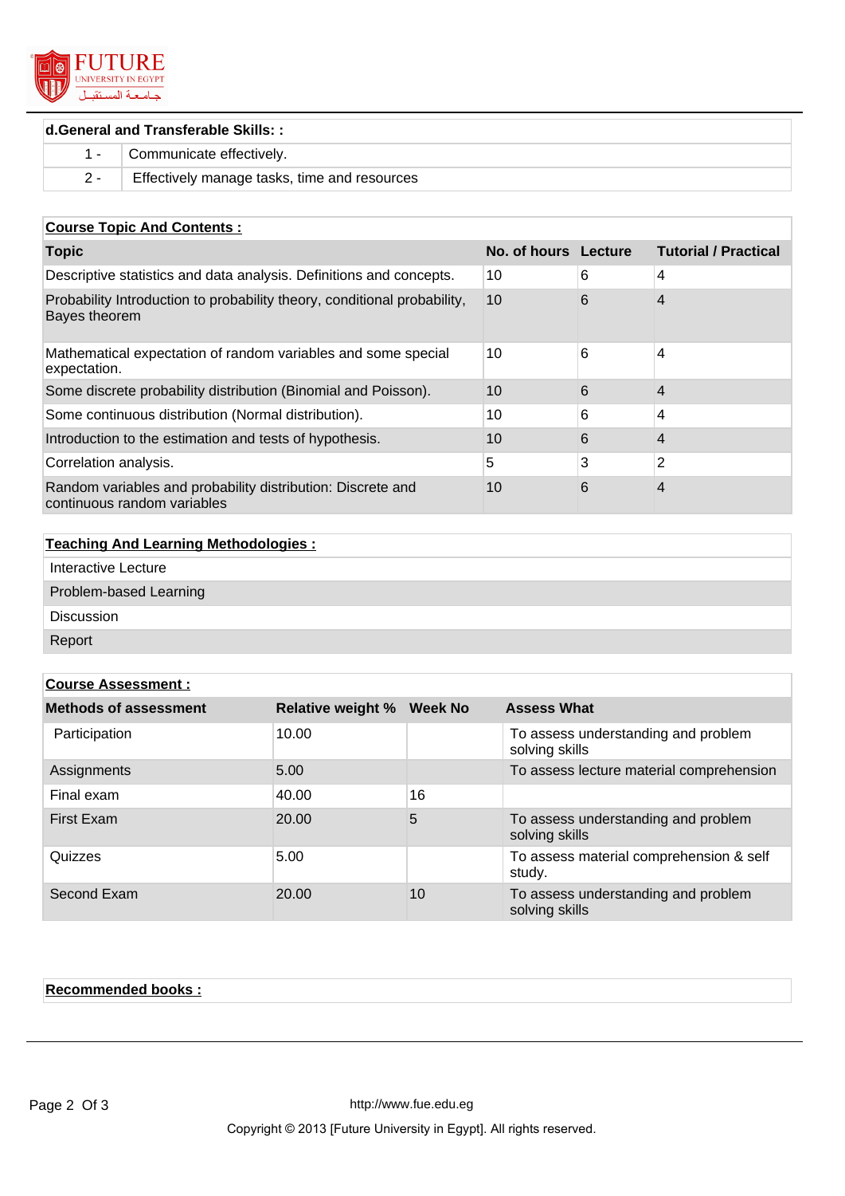| d.General and Transferable Skills: : | |
|---|---|
| 1 - | Communicate effectively. |
| 2 - | Effectively manage tasks, time and resources |

**Course Topic And Contents :**

| Topic | No. of hours | Lecture | Tutorial / Practical |
|---|---|---|---|
| Descriptive statistics and data analysis. Definitions and concepts. | 10 | 6 | 4 |
| Probability Introduction to probability theory, conditional probability, Bayes theorem | 10 | 6 | 4 |
| Mathematical expectation of random variables and some special expectation. | 10 | 6 | 4 |
| Some discrete probability distribution (Binomial and Poisson). | 10 | 6 | 4 |
| Some continuous distribution (Normal distribution). | 10 | 6 | 4 |
| Introduction to the estimation and tests of hypothesis. | 10 | 6 | 4 |
| Correlation analysis. | 5 | 3 | 2 |
| Random variables and probability distribution: Discrete and continuous random variables | 10 | 6 | 4 |

**Teaching And Learning Methodologies :**

- Interactive Lecture
- Problem-based Learning
- Discussion
- Report

**Course Assessment :**

| Methods of assessment | Relative weight % | Week No | Assess What |
|---|---|---|---|
| Participation | 10.00 | | To assess understanding and problem solving skills |
| Assignments | 5.00 | | To assess lecture material comprehension |
| Final exam | 40.00 | 16 | |
| First Exam | 20.00 | 5 | To assess understanding and problem solving skills |
| Quizzes | 5.00 | | To assess material comprehension & self study. |
| Second Exam | 20.00 | 10 | To assess understanding and problem solving skills |

**Recommended books :**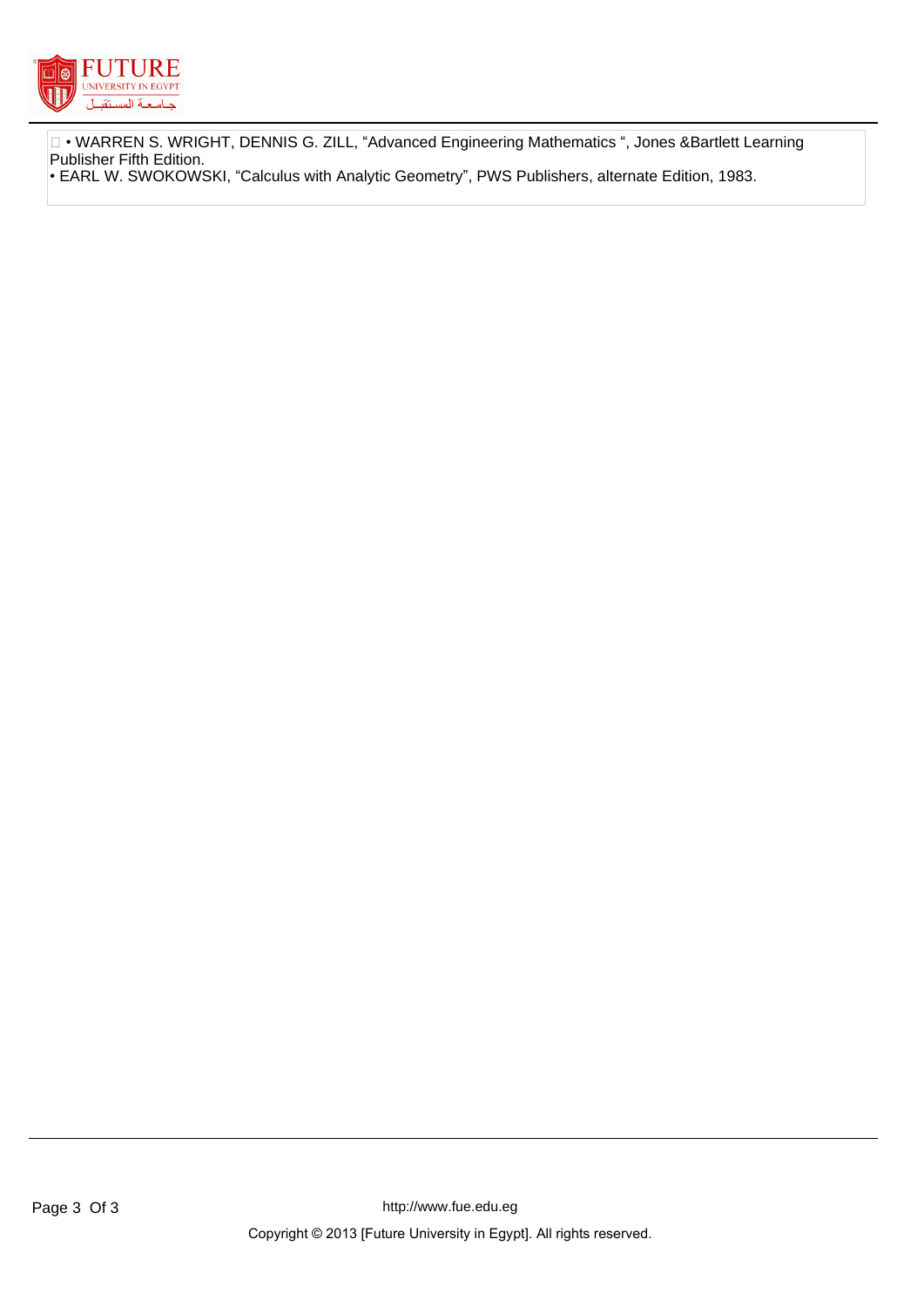- WARREN S. WRIGHT, DENNIS G. ZILL, “Advanced Engineering Mathematics “, Jones &Bartlett Learning Publisher Fifth Edition.
- EARL W. SWOKOWSKI, “Calculus with Analytic Geometry”, PWS Publishers, alternate Edition, 1983.